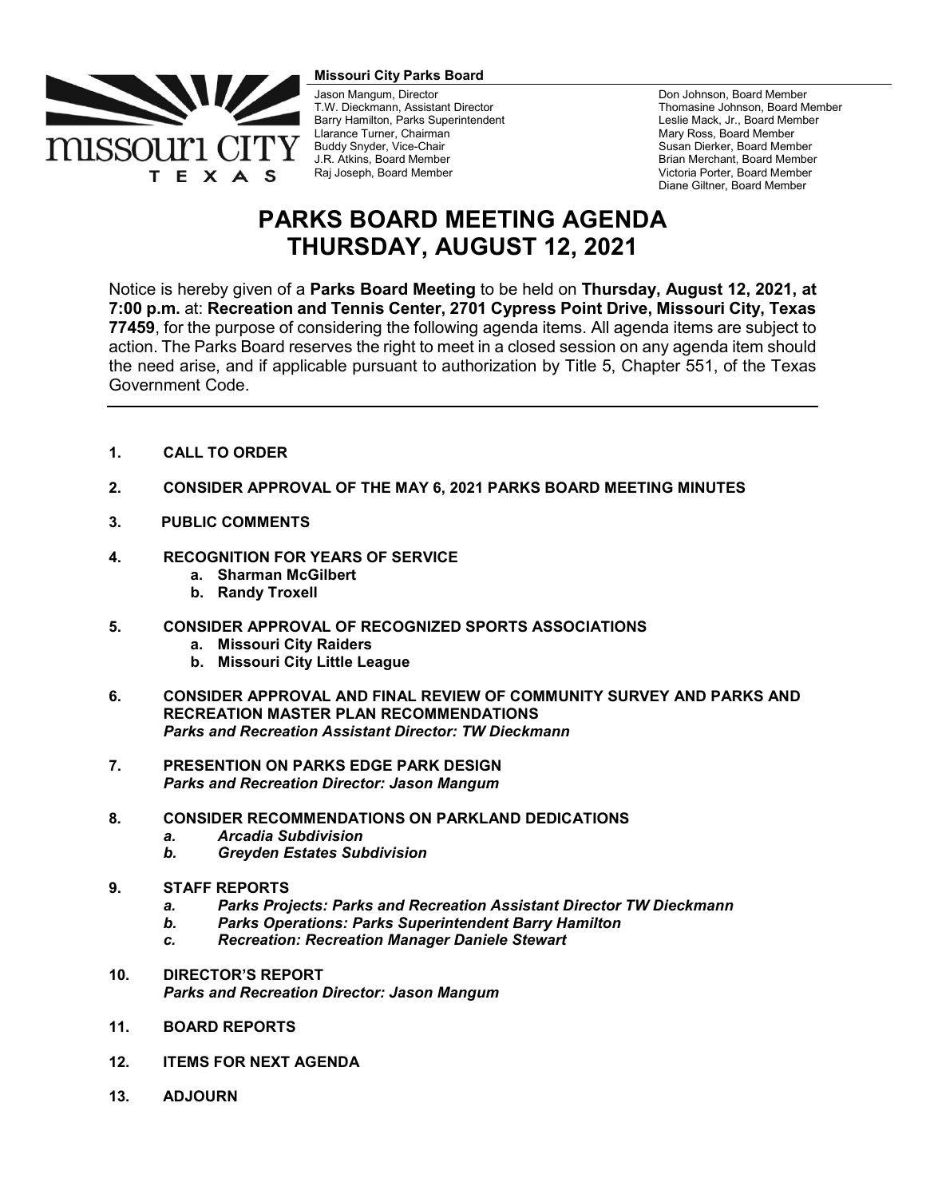**Missouri City Parks Board**

Jason Mangum, Director
T.W. Dieckmann, Assistant Director
Barry Hamilton, Parks Superintendent
Llarance Turner, Chairman
Buddy Snyder, Vice-Chair
J.R. Atkins, Board Member
Raj Joseph, Board Member

Don Johnson, Board Member
Thomasine Johnson, Board Member
Leslie Mack, Jr., Board Member
Mary Ross, Board Member
Susan Dierker, Board Member
Brian Merchant, Board Member
Victoria Porter, Board Member
Diane Giltner, Board Member

# PARKS BOARD MEETING AGENDA
# THURSDAY, AUGUST 12, 2021

Notice is hereby given of a **Parks Board Meeting** to be held on **Thursday, August 12, 2021, at 7:00 p.m.** at: **Recreation and Tennis Center, 2701 Cypress Point Drive, Missouri City, Texas 77459**, for the purpose of considering the following agenda items. All agenda items are subject to action. The Parks Board reserves the right to meet in a closed session on any agenda item should the need arise, and if applicable pursuant to authorization by Title 5, Chapter 551, of the Texas Government Code.

---

1. **CALL TO ORDER**

2. **CONSIDER APPROVAL OF THE MAY 6, 2021 PARKS BOARD MEETING MINUTES**

3. **PUBLIC COMMENTS**

4. **RECOGNITION FOR YEARS OF SERVICE**
   a. **Sharman McGilbert**
   b. **Randy Troxell**

5. **CONSIDER APPROVAL OF RECOGNIZED SPORTS ASSOCIATIONS**
   a. **Missouri City Raiders**
   b. **Missouri City Little League**

6. **CONSIDER APPROVAL AND FINAL REVIEW OF COMMUNITY SURVEY AND PARKS AND RECREATION MASTER PLAN RECOMMENDATIONS**
   ***Parks and Recreation Assistant Director: TW Dieckmann***

7. **PRESENTION ON PARKS EDGE PARK DESIGN**
   ***Parks and Recreation Director: Jason Mangum***

8. **CONSIDER RECOMMENDATIONS ON PARKLAND DEDICATIONS**
   *a.* ***Arcadia Subdivision***
   *b.* ***Greyden Estates Subdivision***

9. **STAFF REPORTS**
   *a.* ***Parks Projects: Parks and Recreation Assistant Director TW Dieckmann***
   *b.* ***Parks Operations: Parks Superintendent Barry Hamilton***
   *c.* ***Recreation: Recreation Manager Daniele Stewart***

10. **DIRECTOR'S REPORT**
    ***Parks and Recreation Director: Jason Mangum***

11. **BOARD REPORTS**

12. **ITEMS FOR NEXT AGENDA**

13. **ADJOURN**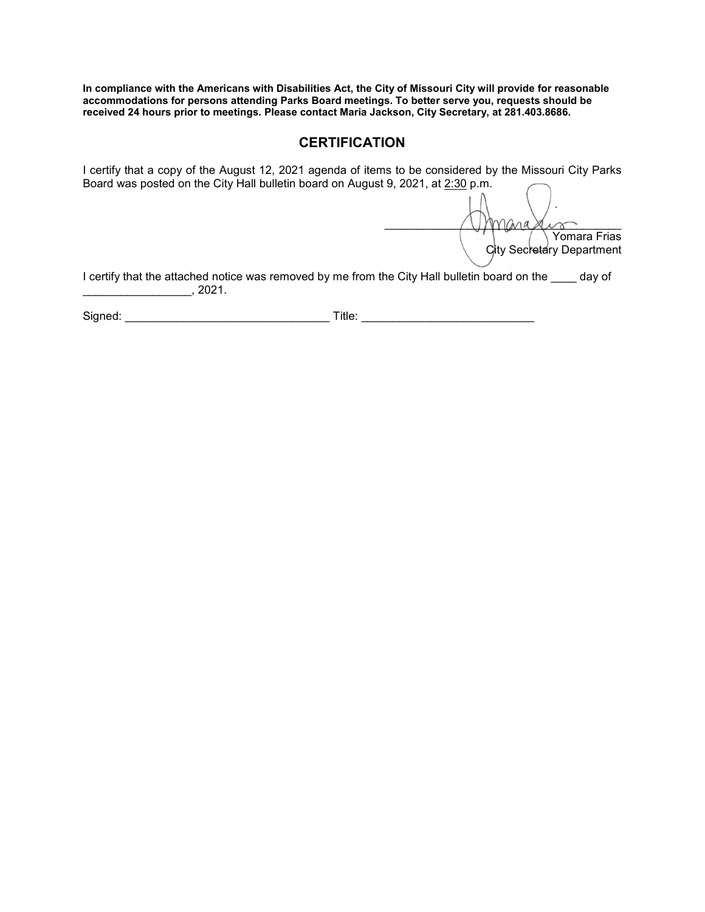**In compliance with the Americans with Disabilities Act, the City of Missouri City will provide for reasonable accommodations for persons attending Parks Board meetings. To better serve you, requests should be received 24 hours prior to meetings. Please contact Maria Jackson, City Secretary, at 281.403.8686.**

## CERTIFICATION

I certify that a copy of the August 12, 2021 agenda of items to be considered by the Missouri City Parks Board was posted on the City Hall bulletin board on August 9, 2021, at 2:30 p.m.

\_\_\_\_\_\_\_\_\_\_\_\_\_\_\_\_\_\_\_\_\_\_\_\_\_\_\_\_\_\_\_\_

Yomara Frias
City Secretary Department

I certify that the attached notice was removed by me from the City Hall bulletin board on the ____ day of _________________, 2021.

Signed: ________________________________ Title: ___________________________